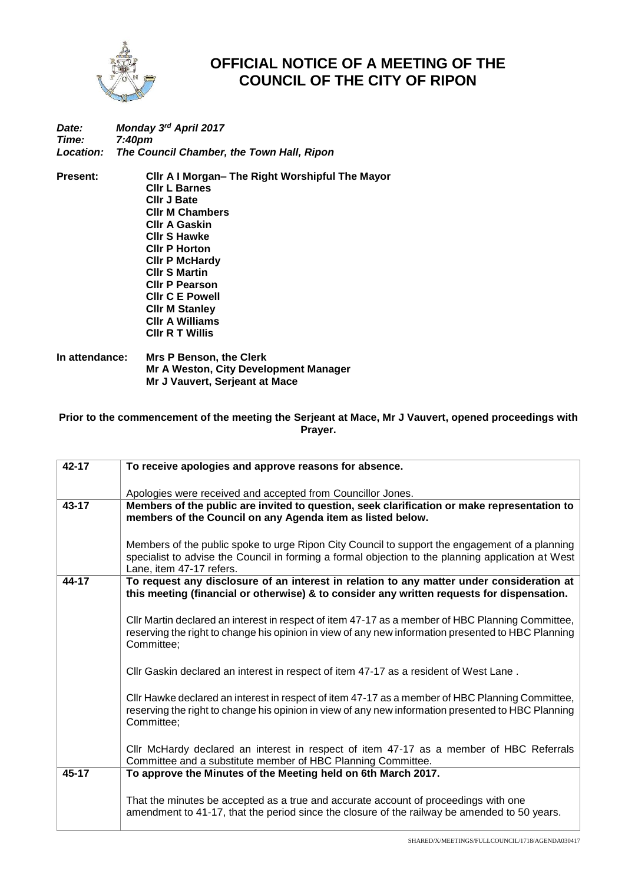# OFFICIAL NOTICE OF A MEETING OF THE COUNCIL OF THE CITY OF RIPON

***Date:*** ***Monday 3rd April 2017***
***Time:*** ***7:40pm***
***Location:*** ***The Council Chamber, the Town Hall, Ripon***

**Present:**
**Cllr A I Morgan– The Right Worshipful The Mayor**
**Cllr L Barnes**
**Cllr J Bate**
**Cllr M Chambers**
**Cllr A Gaskin**
**Cllr S Hawke**
**Cllr P Horton**
**Cllr P McHardy**
**Cllr S Martin**
**Cllr P Pearson**
**Cllr C E Powell**
**Cllr M Stanley**
**Cllr A Williams**
**Cllr R T Willis**

**In attendance:**
**Mrs P Benson, the Clerk**
**Mr A Weston, City Development Manager**
**Mr J Vauvert, Serjeant at Mace**

**Prior to the commencement of the meeting the Serjeant at Mace, Mr J Vauvert, opened proceedings with Prayer.**

| | |
|---|---|
| **42-17** | **To receive apologies and approve reasons for absence.**<br><br>Apologies were received and accepted from Councillor Jones. |
| **43-17** | **Members of the public are invited to question, seek clarification or make representation to members of the Council on any Agenda item as listed below.**<br><br>Members of the public spoke to urge Ripon City Council to support the engagement of a planning specialist to advise the Council in forming a formal objection to the planning application at West Lane, item 47-17 refers. |
| **44-17** | **To request any disclosure of an interest in relation to any matter under consideration at this meeting (financial or otherwise) & to consider any written requests for dispensation.**<br><br>Cllr Martin declared an interest in respect of item 47-17 as a member of HBC Planning Committee, reserving the right to change his opinion in view of any new information presented to HBC Planning Committee;<br><br>Cllr Gaskin declared an interest in respect of item 47-17 as a resident of West Lane .<br><br>Cllr Hawke declared an interest in respect of item 47-17 as a member of HBC Planning Committee, reserving the right to change his opinion in view of any new information presented to HBC Planning Committee;<br><br>Cllr McHardy declared an interest in respect of item 47-17 as a member of HBC Referrals Committee and a substitute member of HBC Planning Committee. |
| **45-17** | **To approve the Minutes of the Meeting held on 6th March 2017.**<br><br>That the minutes be accepted as a true and accurate account of proceedings with one amendment to 41-17, that the period since the closure of the railway be amended to 50 years. |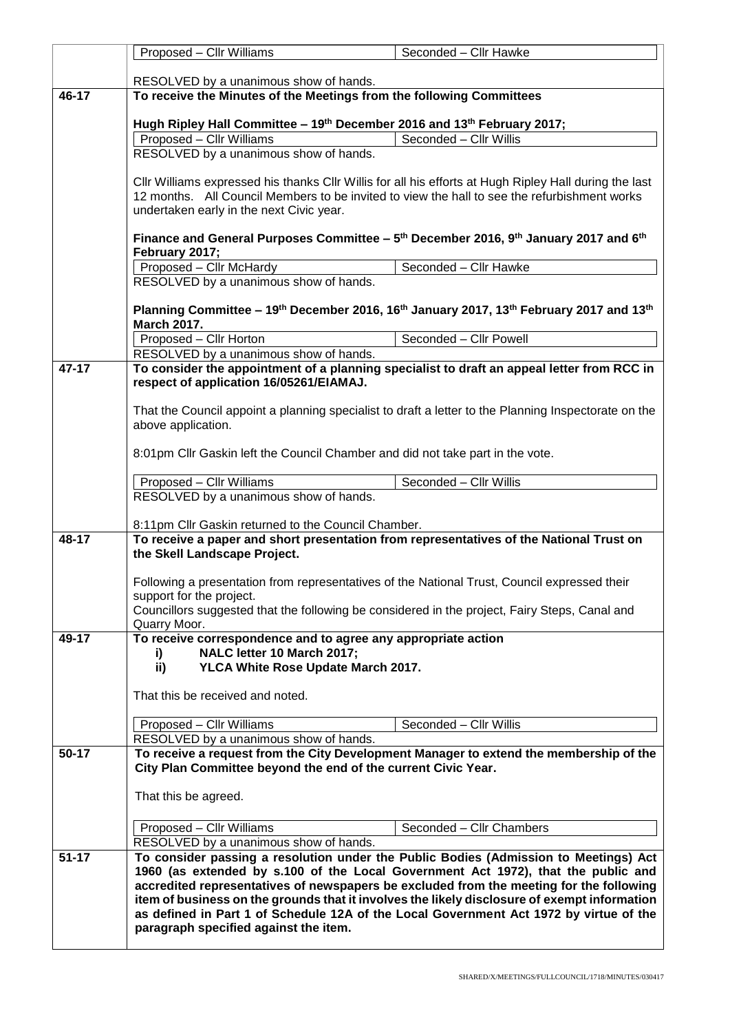| | |
|---|---|
| | Proposed – Cllr Williams / Seconded – Cllr Hawke<br><br>RESOLVED by a unanimous show of hands. |
| **46-17** | **To receive the Minutes of the Meetings from the following Committees**<br><br>**Hugh Ripley Hall Committee – 19th December 2016 and 13th February 2017;**<br>Proposed – Cllr Williams / Seconded – Cllr Willis<br>RESOLVED by a unanimous show of hands.<br><br>Cllr Williams expressed his thanks Cllr Willis for all his efforts at Hugh Ripley Hall during the last 12 months. All Council Members to be invited to view the hall to see the refurbishment works undertaken early in the next Civic year.<br><br>**Finance and General Purposes Committee – 5th December 2016, 9th January 2017 and 6th February 2017;**<br>Proposed – Cllr McHardy / Seconded – Cllr Hawke<br>RESOLVED by a unanimous show of hands.<br><br>**Planning Committee – 19th December 2016, 16th January 2017, 13th February 2017 and 13th March 2017.**<br>Proposed – Cllr Horton / Seconded – Cllr Powell<br>RESOLVED by a unanimous show of hands. |
| **47-17** | **To consider the appointment of a planning specialist to draft an appeal letter from RCC in respect of application 16/05261/EIAMAJ.**<br><br>That the Council appoint a planning specialist to draft a letter to the Planning Inspectorate on the above application.<br><br>8:01pm Cllr Gaskin left the Council Chamber and did not take part in the vote.<br><br>Proposed – Cllr Williams / Seconded – Cllr Willis<br>RESOLVED by a unanimous show of hands.<br><br>8:11pm Cllr Gaskin returned to the Council Chamber. |
| **48-17** | **To receive a paper and short presentation from representatives of the National Trust on the Skell Landscape Project.**<br><br>Following a presentation from representatives of the National Trust, Council expressed their support for the project.<br>Councillors suggested that the following be considered in the project, Fairy Steps, Canal and Quarry Moor. |
| **49-17** | **To receive correspondence and to agree any appropriate action**<br>**i) NALC letter 10 March 2017;**<br>**ii) YLCA White Rose Update March 2017.**<br><br>That this be received and noted.<br><br>Proposed – Cllr Williams / Seconded – Cllr Willis<br>RESOLVED by a unanimous show of hands. |
| **50-17** | **To receive a request from the City Development Manager to extend the membership of the City Plan Committee beyond the end of the current Civic Year.**<br><br>That this be agreed.<br><br>Proposed – Cllr Williams / Seconded – Cllr Chambers<br>RESOLVED by a unanimous show of hands. |
| **51-17** | **To consider passing a resolution under the Public Bodies (Admission to Meetings) Act 1960 (as extended by s.100 of the Local Government Act 1972), that the public and accredited representatives of newspapers be excluded from the meeting for the following item of business on the grounds that it involves the likely disclosure of exempt information as defined in Part 1 of Schedule 12A of the Local Government Act 1972 by virtue of the paragraph specified against the item.** |

SHARED/X/MEETINGS/FULLCOUNCIL/1718/MINUTES/030417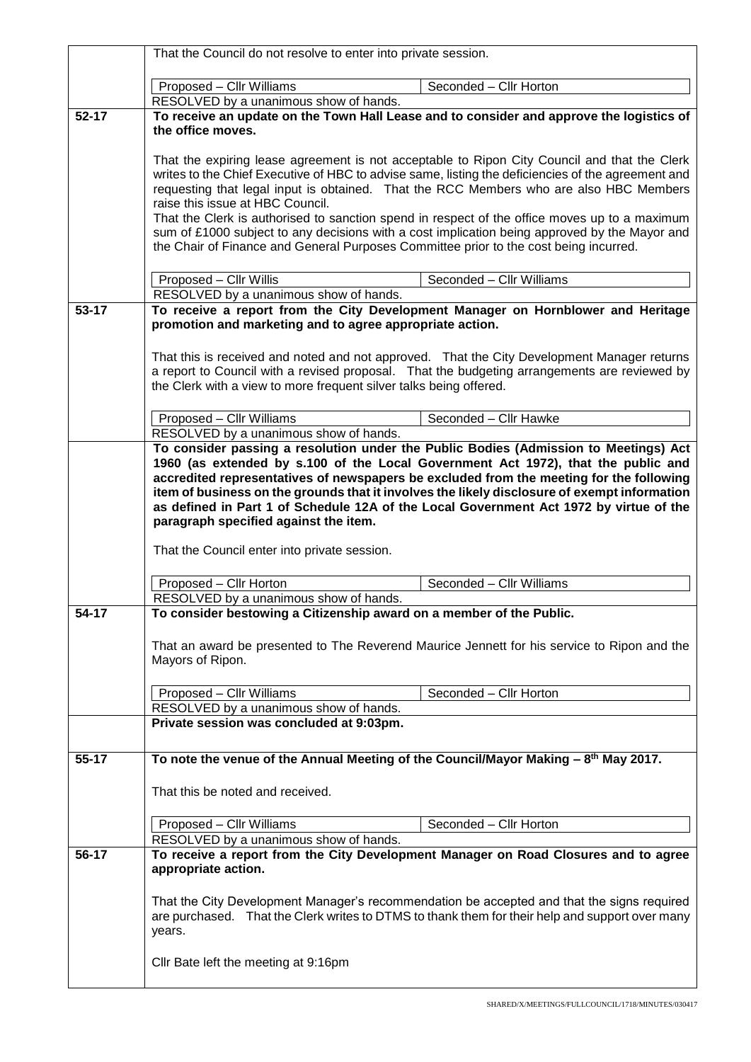| | |
|---|---|
| | That the Council do not resolve to enter into private session.<br><br>Proposed – Cllr Williams &#124; Seconded – Cllr Horton<br>RESOLVED by a unanimous show of hands. |
| **52-17** | **To receive an update on the Town Hall Lease and to consider and approve the logistics of the office moves.**<br><br>That the expiring lease agreement is not acceptable to Ripon City Council and that the Clerk writes to the Chief Executive of HBC to advise same, listing the deficiencies of the agreement and requesting that legal input is obtained. That the RCC Members who are also HBC Members raise this issue at HBC Council.<br>That the Clerk is authorised to sanction spend in respect of the office moves up to a maximum sum of £1000 subject to any decisions with a cost implication being approved by the Mayor and the Chair of Finance and General Purposes Committee prior to the cost being incurred.<br><br>Proposed – Cllr Willis &#124; Seconded – Cllr Williams<br>RESOLVED by a unanimous show of hands. |
| **53-17** | **To receive a report from the City Development Manager on Hornblower and Heritage promotion and marketing and to agree appropriate action.**<br><br>That this is received and noted and not approved. That the City Development Manager returns a report to Council with a revised proposal. That the budgeting arrangements are reviewed by the Clerk with a view to more frequent silver talks being offered.<br><br>Proposed – Cllr Williams &#124; Seconded – Cllr Hawke<br>RESOLVED by a unanimous show of hands. |
| | **To consider passing a resolution under the Public Bodies (Admission to Meetings) Act 1960 (as extended by s.100 of the Local Government Act 1972), that the public and accredited representatives of newspapers be excluded from the meeting for the following item of business on the grounds that it involves the likely disclosure of exempt information as defined in Part 1 of Schedule 12A of the Local Government Act 1972 by virtue of the paragraph specified against the item.**<br><br>That the Council enter into private session.<br><br>Proposed – Cllr Horton &#124; Seconded – Cllr Williams<br>RESOLVED by a unanimous show of hands. |
| **54-17** | **To consider bestowing a Citizenship award on a member of the Public.**<br><br>That an award be presented to The Reverend Maurice Jennett for his service to Ripon and the Mayors of Ripon.<br><br>Proposed – Cllr Williams &#124; Seconded – Cllr Horton<br>RESOLVED by a unanimous show of hands. |
| | **Private session was concluded at 9:03pm.** |
| **55-17** | **To note the venue of the Annual Meeting of the Council/Mayor Making – 8th May 2017.**<br><br>That this be noted and received.<br><br>Proposed – Cllr Williams &#124; Seconded – Cllr Horton<br>RESOLVED by a unanimous show of hands. |
| **56-17** | **To receive a report from the City Development Manager on Road Closures and to agree appropriate action.**<br><br>That the City Development Manager's recommendation be accepted and that the signs required are purchased. That the Clerk writes to DTMS to thank them for their help and support over many years.<br><br>Cllr Bate left the meeting at 9:16pm |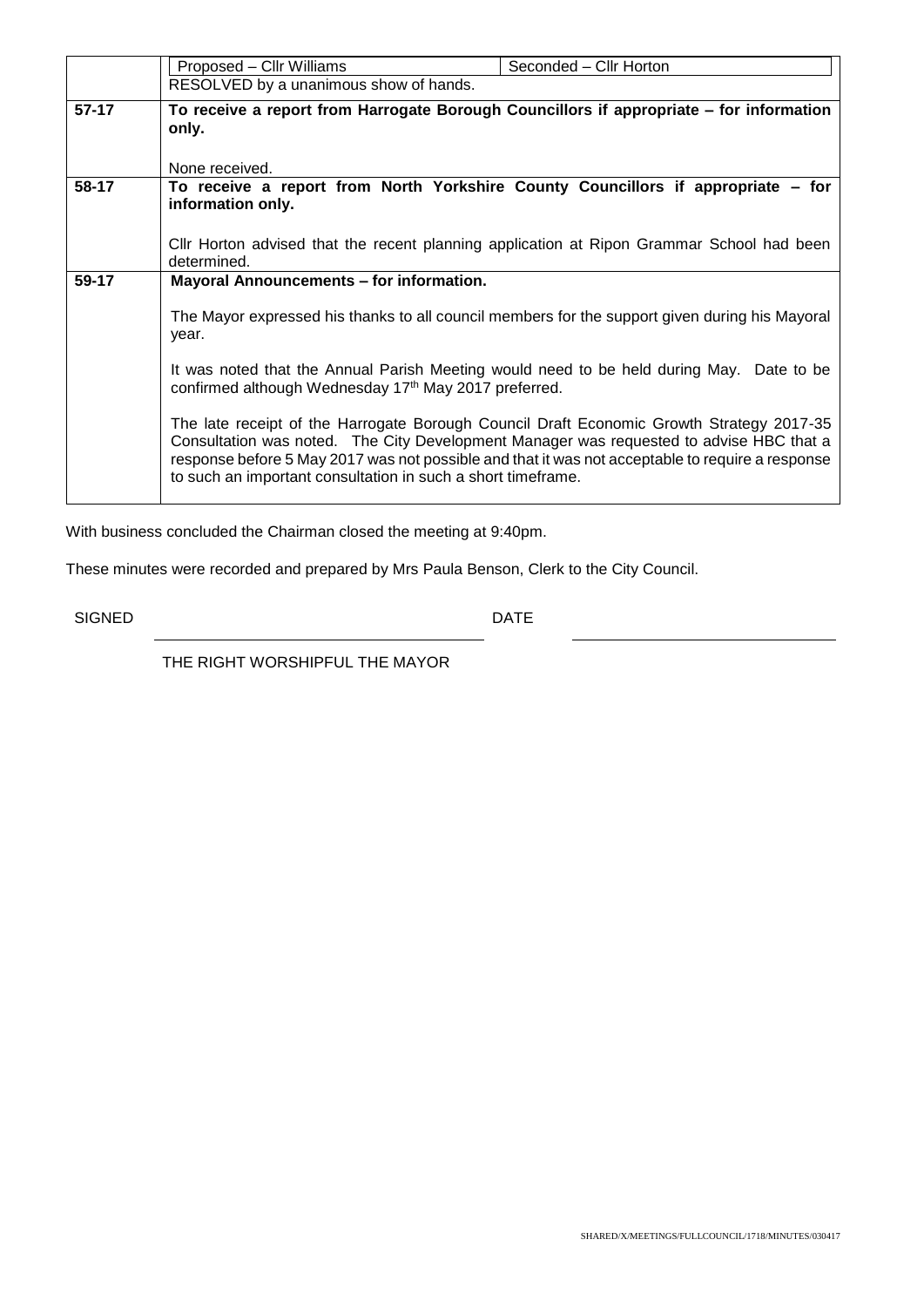| | | |
|---|---|---|
| | Proposed – Cllr Williams | Seconded – Cllr Horton |
| | RESOLVED by a unanimous show of hands. | |
| **57-17** | **To receive a report from Harrogate Borough Councillors if appropriate – for information only.**<br><br>None received. | |
| **58-17** | **To receive a report from North Yorkshire County Councillors if appropriate – for information only.**<br><br>Cllr Horton advised that the recent planning application at Ripon Grammar School had been determined. | |
| **59-17** | **Mayoral Announcements – for information.**<br><br>The Mayor expressed his thanks to all council members for the support given during his Mayoral year.<br><br>It was noted that the Annual Parish Meeting would need to be held during May. Date to be confirmed although Wednesday 17th May 2017 preferred.<br><br>The late receipt of the Harrogate Borough Council Draft Economic Growth Strategy 2017-35 Consultation was noted. The City Development Manager was requested to advise HBC that a response before 5 May 2017 was not possible and that it was not acceptable to require a response to such an important consultation in such a short timeframe. | |

With business concluded the Chairman closed the meeting at 9:40pm.

These minutes were recorded and prepared by Mrs Paula Benson, Clerk to the City Council.

SIGNED ______________________________ DATE ______________________________

THE RIGHT WORSHIPFUL THE MAYOR

SHARED/X/MEETINGS/FULLCOUNCIL/1718/MINUTES/030417